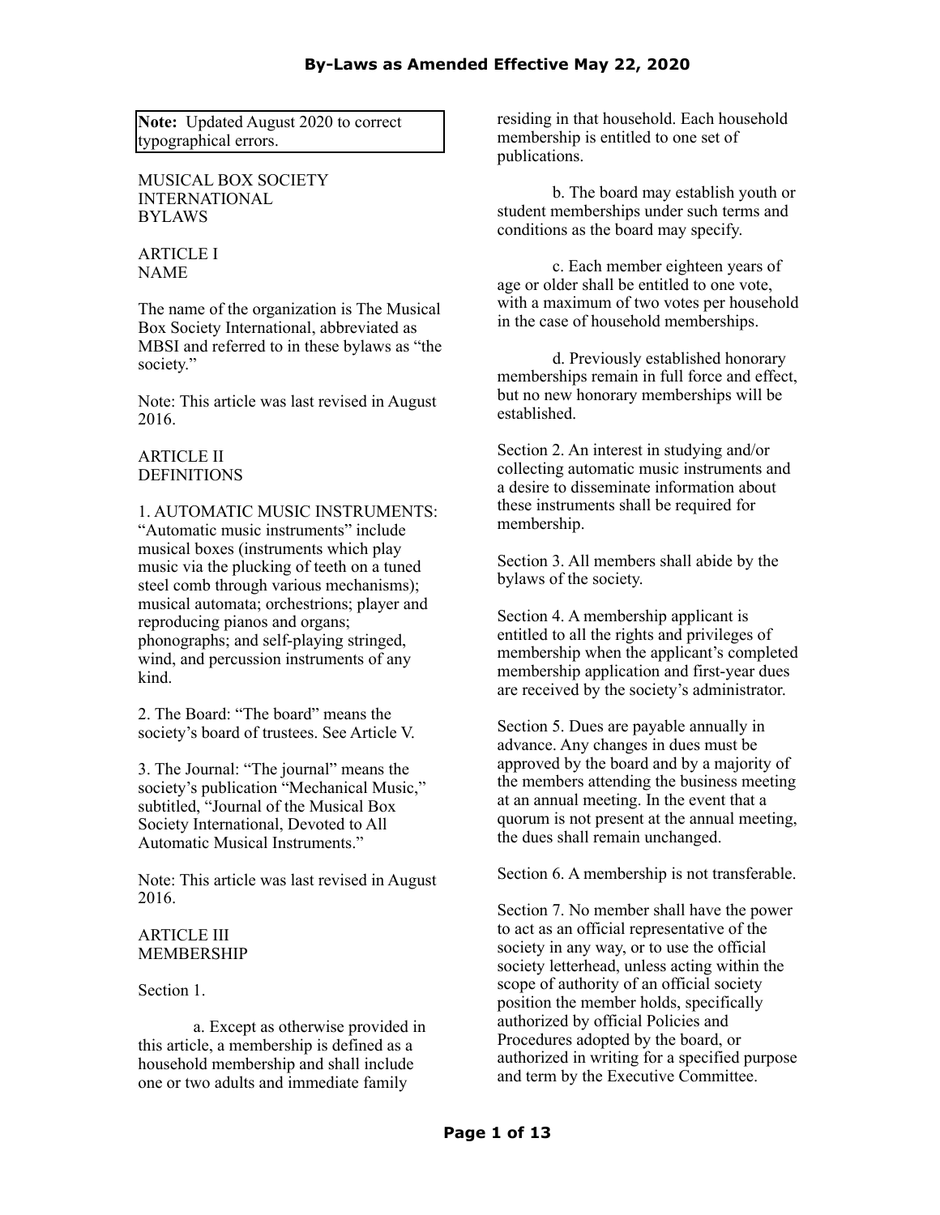**Note:** Updated August 2020 to correct typographical errors.

MUSICAL BOX SOCIETY INTERNATIONAL BYLAWS

## ARTICLE I NAME

The name of the organization is The Musical Box Society International, abbreviated as MBSI and referred to in these bylaws as "the society."

Note: This article was last revised in August 2016.

## ARTICLE II DEFINITIONS

1. AUTOMATIC MUSIC INSTRUMENTS: "Automatic music instruments" include musical boxes (instruments which play music via the plucking of teeth on a tuned steel comb through various mechanisms); musical automata; orchestrions; player and reproducing pianos and organs; phonographs; and self-playing stringed, wind, and percussion instruments of any kind.

2. The Board: "The board" means the society's board of trustees. See Article V.

3. The Journal: "The journal" means the society's publication "Mechanical Music," subtitled, "Journal of the Musical Box Society International, Devoted to All Automatic Musical Instruments."

Note: This article was last revised in August 2016.

## ARTICLE III MEMBERSHIP

Section 1.

a. Except as otherwise provided in this article, a membership is defined as a household membership and shall include one or two adults and immediate family residing in that household. Each household membership is entitled to one set of publications.

b. The board may establish youth or student memberships under such terms and conditions as the board may specify.

c. Each member eighteen years of age or older shall be entitled to one vote, with a maximum of two votes per household in the case of household memberships.

d. Previously established honorary memberships remain in full force and effect, but no new honorary memberships will be established.

Section 2. An interest in studying and/or collecting automatic music instruments and a desire to disseminate information about these instruments shall be required for membership.

Section 3. All members shall abide by the bylaws of the society.

Section 4. A membership applicant is entitled to all the rights and privileges of membership when the applicant's completed membership application and first-year dues are received by the society's administrator.

Section 5. Dues are payable annually in advance. Any changes in dues must be approved by the board and by a majority of the members attending the business meeting at an annual meeting. In the event that a quorum is not present at the annual meeting, the dues shall remain unchanged.

Section 6. A membership is not transferable.

Section 7. No member shall have the power to act as an official representative of the society in any way, or to use the official society letterhead, unless acting within the scope of authority of an official society position the member holds, specifically authorized by official Policies and Procedures adopted by the board, or authorized in writing for a specified purpose and term by the Executive Committee.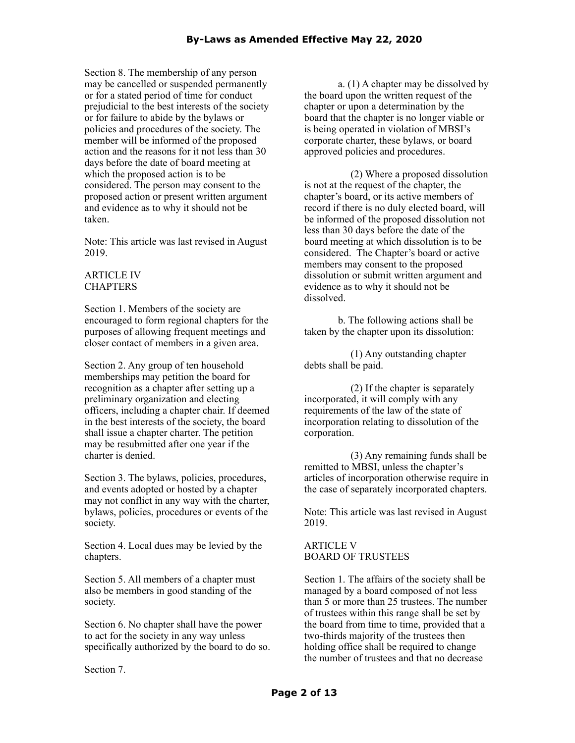Section 8. The membership of any person may be cancelled or suspended permanently or for a stated period of time for conduct prejudicial to the best interests of the society or for failure to abide by the bylaws or policies and procedures of the society. The member will be informed of the proposed action and the reasons for it not less than 30 days before the date of board meeting at which the proposed action is to be considered. The person may consent to the proposed action or present written argument and evidence as to why it should not be taken.

Note: This article was last revised in August 2019.

## ARTICLE IV
## CHAPTERS

Section 1. Members of the society are encouraged to form regional chapters for the purposes of allowing frequent meetings and closer contact of members in a given area.

Section 2. Any group of ten household memberships may petition the board for recognition as a chapter after setting up a preliminary organization and electing officers, including a chapter chair. If deemed in the best interests of the society, the board shall issue a chapter charter. The petition may be resubmitted after one year if the charter is denied.

Section 3. The bylaws, policies, procedures, and events adopted or hosted by a chapter may not conflict in any way with the charter, bylaws, policies, procedures or events of the society.

Section 4. Local dues may be levied by the chapters.

Section 5. All members of a chapter must also be members in good standing of the society.

Section 6. No chapter shall have the power to act for the society in any way unless specifically authorized by the board to do so.

Section 7.

a. (1) A chapter may be dissolved by the board upon the written request of the chapter or upon a determination by the board that the chapter is no longer viable or is being operated in violation of MBSI's corporate charter, these bylaws, or board approved policies and procedures.

(2) Where a proposed dissolution is not at the request of the chapter, the chapter's board, or its active members of record if there is no duly elected board, will be informed of the proposed dissolution not less than 30 days before the date of the board meeting at which dissolution is to be considered. The Chapter's board or active members may consent to the proposed dissolution or submit written argument and evidence as to why it should not be dissolved.

b. The following actions shall be taken by the chapter upon its dissolution:

(1) Any outstanding chapter debts shall be paid.

(2) If the chapter is separately incorporated, it will comply with any requirements of the law of the state of incorporation relating to dissolution of the corporation.

(3) Any remaining funds shall be remitted to MBSI, unless the chapter's articles of incorporation otherwise require in the case of separately incorporated chapters.

Note: This article was last revised in August 2019.

## ARTICLE V
## BOARD OF TRUSTEES

Section 1. The affairs of the society shall be managed by a board composed of not less than 5 or more than 25 trustees. The number of trustees within this range shall be set by the board from time to time, provided that a two-thirds majority of the trustees then holding office shall be required to change the number of trustees and that no decrease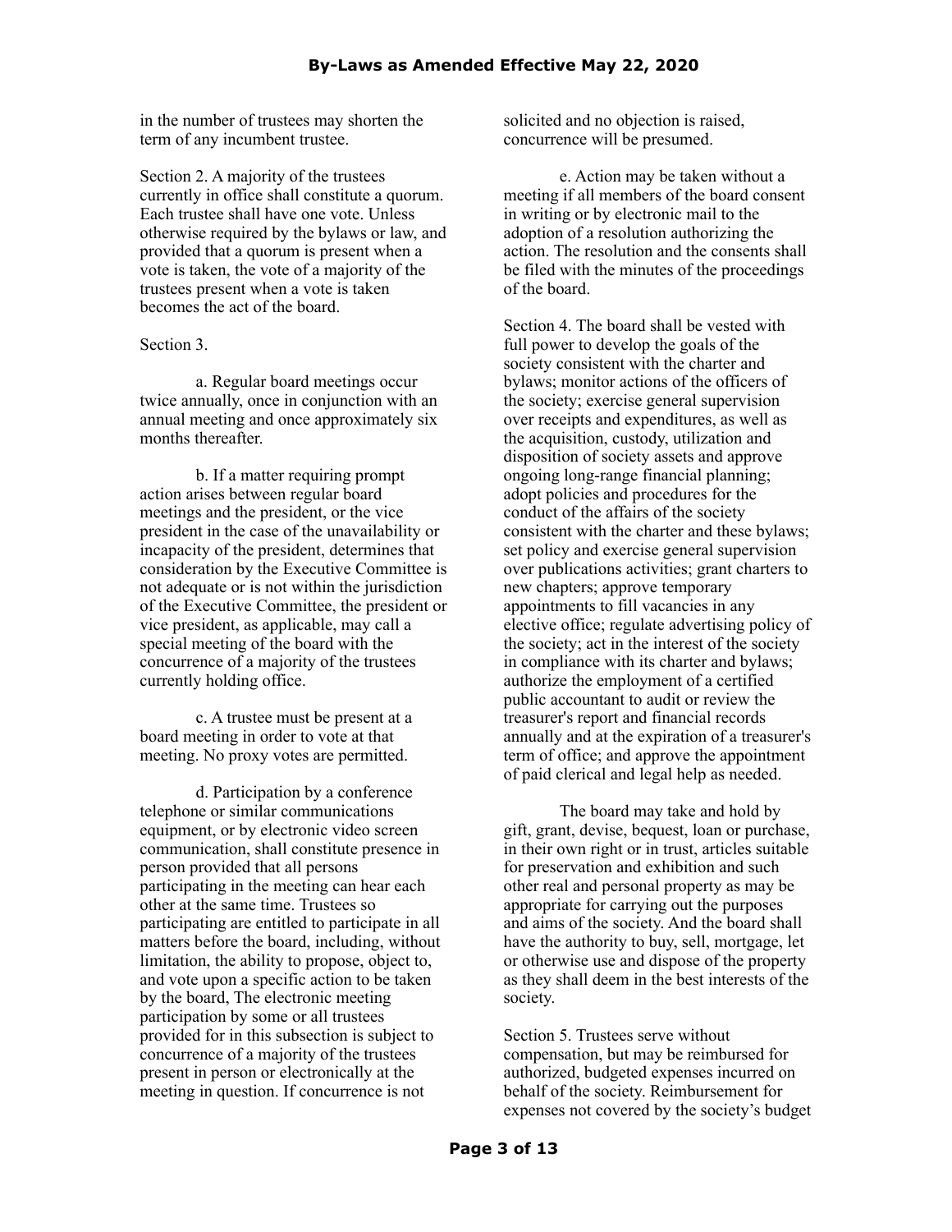in the number of trustees may shorten the term of any incumbent trustee.

Section 2. A majority of the trustees currently in office shall constitute a quorum. Each trustee shall have one vote. Unless otherwise required by the bylaws or law, and provided that a quorum is present when a vote is taken, the vote of a majority of the trustees present when a vote is taken becomes the act of the board.

Section 3.

a. Regular board meetings occur twice annually, once in conjunction with an annual meeting and once approximately six months thereafter.

b. If a matter requiring prompt action arises between regular board meetings and the president, or the vice president in the case of the unavailability or incapacity of the president, determines that consideration by the Executive Committee is not adequate or is not within the jurisdiction of the Executive Committee, the president or vice president, as applicable, may call a special meeting of the board with the concurrence of a majority of the trustees currently holding office.

c. A trustee must be present at a board meeting in order to vote at that meeting. No proxy votes are permitted.

d. Participation by a conference telephone or similar communications equipment, or by electronic video screen communication, shall constitute presence in person provided that all persons participating in the meeting can hear each other at the same time. Trustees so participating are entitled to participate in all matters before the board, including, without limitation, the ability to propose, object to, and vote upon a specific action to be taken by the board, The electronic meeting participation by some or all trustees provided for in this subsection is subject to concurrence of a majority of the trustees present in person or electronically at the meeting in question. If concurrence is not solicited and no objection is raised, concurrence will be presumed.

e. Action may be taken without a meeting if all members of the board consent in writing or by electronic mail to the adoption of a resolution authorizing the action. The resolution and the consents shall be filed with the minutes of the proceedings of the board.

Section 4. The board shall be vested with full power to develop the goals of the society consistent with the charter and bylaws; monitor actions of the officers of the society; exercise general supervision over receipts and expenditures, as well as the acquisition, custody, utilization and disposition of society assets and approve ongoing long-range financial planning; adopt policies and procedures for the conduct of the affairs of the society consistent with the charter and these bylaws; set policy and exercise general supervision over publications activities; grant charters to new chapters; approve temporary appointments to fill vacancies in any elective office; regulate advertising policy of the society; act in the interest of the society in compliance with its charter and bylaws; authorize the employment of a certified public accountant to audit or review the treasurer's report and financial records annually and at the expiration of a treasurer's term of office; and approve the appointment of paid clerical and legal help as needed.

The board may take and hold by gift, grant, devise, bequest, loan or purchase, in their own right or in trust, articles suitable for preservation and exhibition and such other real and personal property as may be appropriate for carrying out the purposes and aims of the society. And the board shall have the authority to buy, sell, mortgage, let or otherwise use and dispose of the property as they shall deem in the best interests of the society.

Section 5. Trustees serve without compensation, but may be reimbursed for authorized, budgeted expenses incurred on behalf of the society. Reimbursement for expenses not covered by the society's budget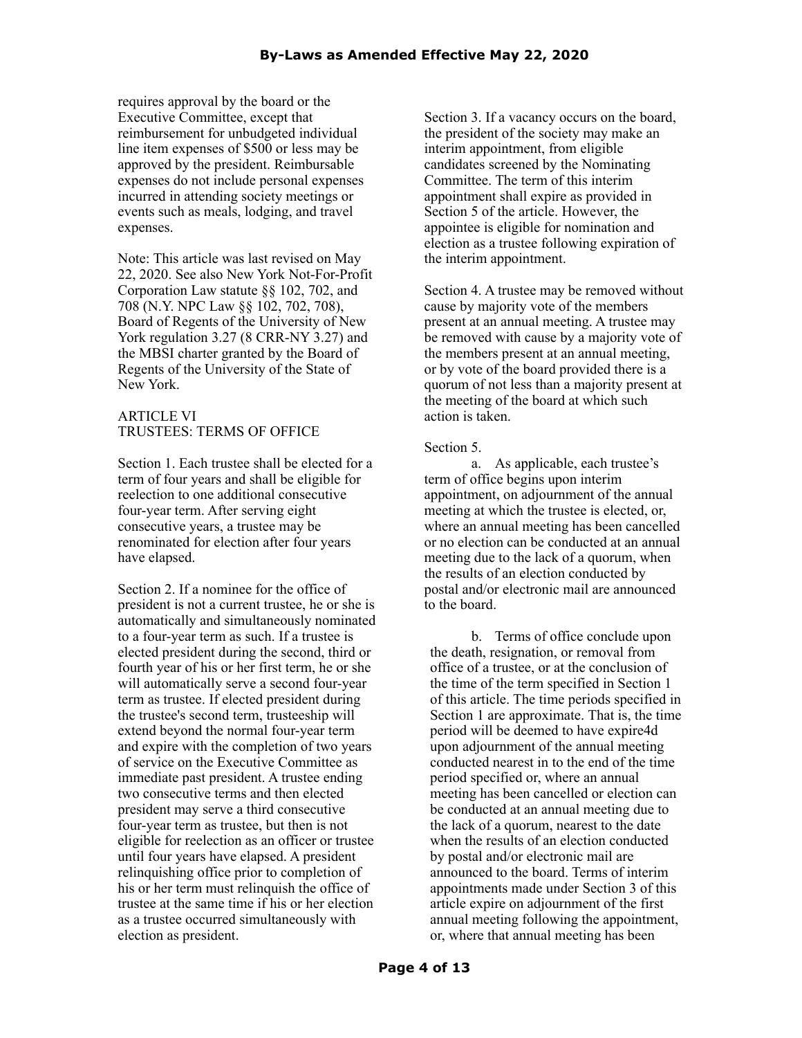requires approval by the board or the Executive Committee, except that reimbursement for unbudgeted individual line item expenses of $500 or less may be approved by the president. Reimbursable expenses do not include personal expenses incurred in attending society meetings or events such as meals, lodging, and travel expenses.

Note: This article was last revised on May 22, 2020. See also New York Not-For-Profit Corporation Law statute §§ 102, 702, and 708 (N.Y. NPC Law §§ 102, 702, 708), Board of Regents of the University of New York regulation 3.27 (8 CRR-NY 3.27) and the MBSI charter granted by the Board of Regents of the University of the State of New York.

## ARTICLE VI
## TRUSTEES: TERMS OF OFFICE

Section 1. Each trustee shall be elected for a term of four years and shall be eligible for reelection to one additional consecutive four-year term. After serving eight consecutive years, a trustee may be renominated for election after four years have elapsed.

Section 2. If a nominee for the office of president is not a current trustee, he or she is automatically and simultaneously nominated to a four-year term as such. If a trustee is elected president during the second, third or fourth year of his or her first term, he or she will automatically serve a second four-year term as trustee. If elected president during the trustee's second term, trusteeship will extend beyond the normal four-year term and expire with the completion of two years of service on the Executive Committee as immediate past president. A trustee ending two consecutive terms and then elected president may serve a third consecutive four-year term as trustee, but then is not eligible for reelection as an officer or trustee until four years have elapsed. A president relinquishing office prior to completion of his or her term must relinquish the office of trustee at the same time if his or her election as a trustee occurred simultaneously with election as president.

Section 3. If a vacancy occurs on the board, the president of the society may make an interim appointment, from eligible candidates screened by the Nominating Committee. The term of this interim appointment shall expire as provided in Section 5 of the article. However, the appointee is eligible for nomination and election as a trustee following expiration of the interim appointment.

Section 4. A trustee may be removed without cause by majority vote of the members present at an annual meeting. A trustee may be removed with cause by a majority vote of the members present at an annual meeting, or by vote of the board provided there is a quorum of not less than a majority present at the meeting of the board at which such action is taken.

Section 5.

a. As applicable, each trustee's term of office begins upon interim appointment, on adjournment of the annual meeting at which the trustee is elected, or, where an annual meeting has been cancelled or no election can be conducted at an annual meeting due to the lack of a quorum, when the results of an election conducted by postal and/or electronic mail are announced to the board.

b. Terms of office conclude upon the death, resignation, or removal from office of a trustee, or at the conclusion of the time of the term specified in Section 1 of this article. The time periods specified in Section 1 are approximate. That is, the time period will be deemed to have expire4d upon adjournment of the annual meeting conducted nearest in to the end of the time period specified or, where an annual meeting has been cancelled or election can be conducted at an annual meeting due to the lack of a quorum, nearest to the date when the results of an election conducted by postal and/or electronic mail are announced to the board. Terms of interim appointments made under Section 3 of this article expire on adjournment of the first annual meeting following the appointment, or, where that annual meeting has been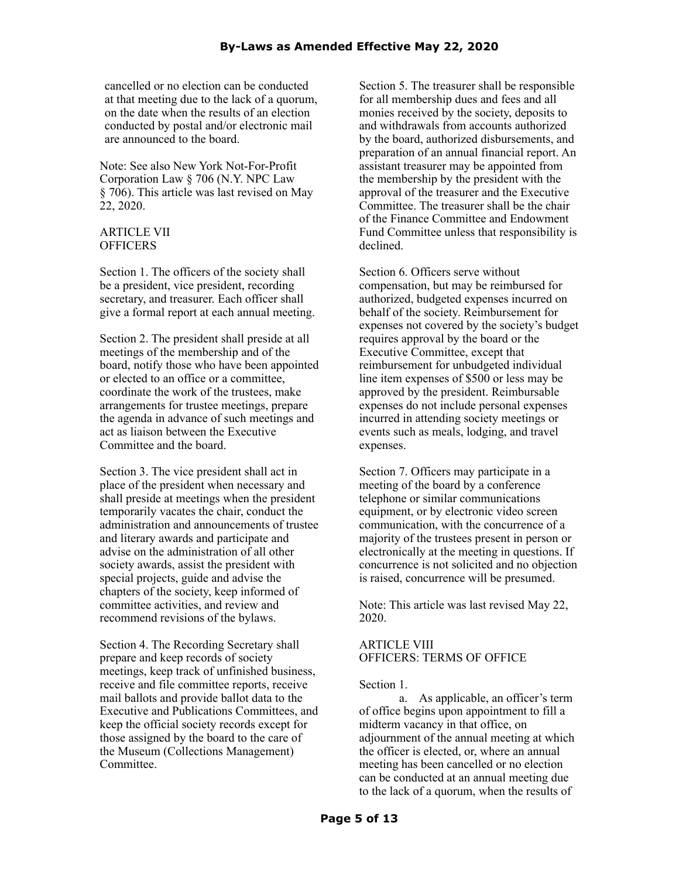cancelled or no election can be conducted at that meeting due to the lack of a quorum, on the date when the results of an election conducted by postal and/or electronic mail are announced to the board.

Note: See also New York Not-For-Profit Corporation Law § 706 (N.Y. NPC Law § 706). This article was last revised on May 22, 2020.

## ARTICLE VII
## OFFICERS

Section 1. The officers of the society shall be a president, vice president, recording secretary, and treasurer. Each officer shall give a formal report at each annual meeting.

Section 2. The president shall preside at all meetings of the membership and of the board, notify those who have been appointed or elected to an office or a committee, coordinate the work of the trustees, make arrangements for trustee meetings, prepare the agenda in advance of such meetings and act as liaison between the Executive Committee and the board.

Section 3. The vice president shall act in place of the president when necessary and shall preside at meetings when the president temporarily vacates the chair, conduct the administration and announcements of trustee and literary awards and participate and advise on the administration of all other society awards, assist the president with special projects, guide and advise the chapters of the society, keep informed of committee activities, and review and recommend revisions of the bylaws.

Section 4. The Recording Secretary shall prepare and keep records of society meetings, keep track of unfinished business, receive and file committee reports, receive mail ballots and provide ballot data to the Executive and Publications Committees, and keep the official society records except for those assigned by the board to the care of the Museum (Collections Management) Committee.

Section 5. The treasurer shall be responsible for all membership dues and fees and all monies received by the society, deposits to and withdrawals from accounts authorized by the board, authorized disbursements, and preparation of an annual financial report. An assistant treasurer may be appointed from the membership by the president with the approval of the treasurer and the Executive Committee. The treasurer shall be the chair of the Finance Committee and Endowment Fund Committee unless that responsibility is declined.

Section 6. Officers serve without compensation, but may be reimbursed for authorized, budgeted expenses incurred on behalf of the society. Reimbursement for expenses not covered by the society's budget requires approval by the board or the Executive Committee, except that reimbursement for unbudgeted individual line item expenses of $500 or less may be approved by the president. Reimbursable expenses do not include personal expenses incurred in attending society meetings or events such as meals, lodging, and travel expenses.

Section 7. Officers may participate in a meeting of the board by a conference telephone or similar communications equipment, or by electronic video screen communication, with the concurrence of a majority of the trustees present in person or electronically at the meeting in questions. If concurrence is not solicited and no objection is raised, concurrence will be presumed.

Note: This article was last revised May 22, 2020.

## ARTICLE VIII
## OFFICERS: TERMS OF OFFICE

Section 1.

a. As applicable, an officer's term of office begins upon appointment to fill a midterm vacancy in that office, on adjournment of the annual meeting at which the officer is elected, or, where an annual meeting has been cancelled or no election can be conducted at an annual meeting due to the lack of a quorum, when the results of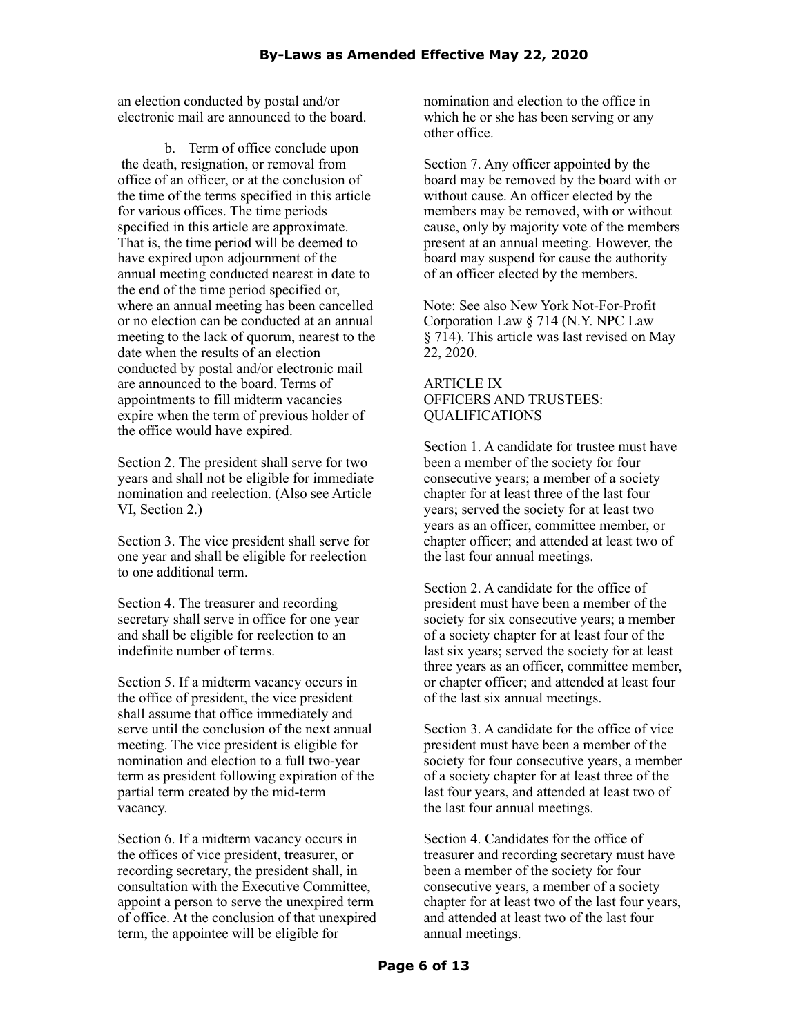an election conducted by postal and/or electronic mail are announced to the board.

b. Term of office conclude upon the death, resignation, or removal from office of an officer, or at the conclusion of the time of the terms specified in this article for various offices. The time periods specified in this article are approximate. That is, the time period will be deemed to have expired upon adjournment of the annual meeting conducted nearest in date to the end of the time period specified or, where an annual meeting has been cancelled or no election can be conducted at an annual meeting to the lack of quorum, nearest to the date when the results of an election conducted by postal and/or electronic mail are announced to the board. Terms of appointments to fill midterm vacancies expire when the term of previous holder of the office would have expired.

Section 2. The president shall serve for two years and shall not be eligible for immediate nomination and reelection. (Also see Article VI, Section 2.)

Section 3. The vice president shall serve for one year and shall be eligible for reelection to one additional term.

Section 4. The treasurer and recording secretary shall serve in office for one year and shall be eligible for reelection to an indefinite number of terms.

Section 5. If a midterm vacancy occurs in the office of president, the vice president shall assume that office immediately and serve until the conclusion of the next annual meeting. The vice president is eligible for nomination and election to a full two-year term as president following expiration of the partial term created by the mid-term vacancy.

Section 6. If a midterm vacancy occurs in the offices of vice president, treasurer, or recording secretary, the president shall, in consultation with the Executive Committee, appoint a person to serve the unexpired term of office. At the conclusion of that unexpired term, the appointee will be eligible for nomination and election to the office in which he or she has been serving or any other office.

Section 7. Any officer appointed by the board may be removed by the board with or without cause. An officer elected by the members may be removed, with or without cause, only by majority vote of the members present at an annual meeting. However, the board may suspend for cause the authority of an officer elected by the members.

Note: See also New York Not-For-Profit Corporation Law § 714 (N.Y. NPC Law § 714). This article was last revised on May 22, 2020.

## ARTICLE IX
## OFFICERS AND TRUSTEES: QUALIFICATIONS

Section 1. A candidate for trustee must have been a member of the society for four consecutive years; a member of a society chapter for at least three of the last four years; served the society for at least two years as an officer, committee member, or chapter officer; and attended at least two of the last four annual meetings.

Section 2. A candidate for the office of president must have been a member of the society for six consecutive years; a member of a society chapter for at least four of the last six years; served the society for at least three years as an officer, committee member, or chapter officer; and attended at least four of the last six annual meetings.

Section 3. A candidate for the office of vice president must have been a member of the society for four consecutive years, a member of a society chapter for at least three of the last four years, and attended at least two of the last four annual meetings.

Section 4. Candidates for the office of treasurer and recording secretary must have been a member of the society for four consecutive years, a member of a society chapter for at least two of the last four years, and attended at least two of the last four annual meetings.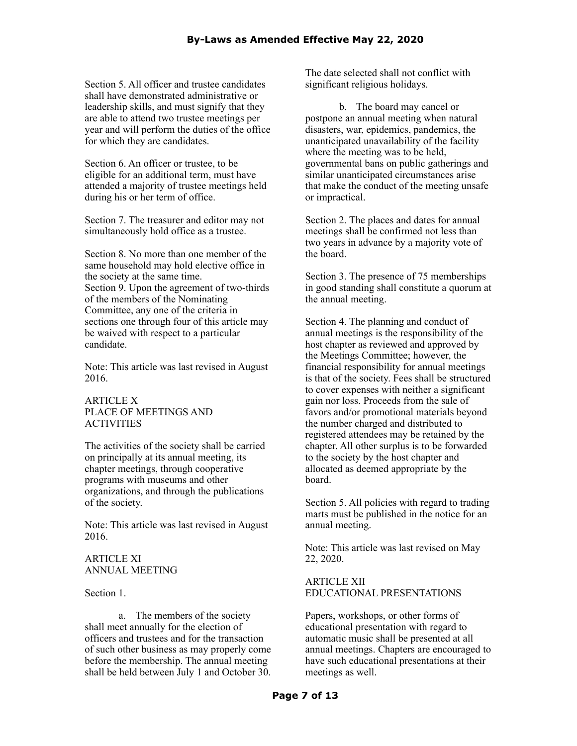Section 5. All officer and trustee candidates shall have demonstrated administrative or leadership skills, and must signify that they are able to attend two trustee meetings per year and will perform the duties of the office for which they are candidates.

Section 6. An officer or trustee, to be eligible for an additional term, must have attended a majority of trustee meetings held during his or her term of office.

Section 7. The treasurer and editor may not simultaneously hold office as a trustee.

Section 8. No more than one member of the same household may hold elective office in the society at the same time.

Section 9. Upon the agreement of two-thirds of the members of the Nominating Committee, any one of the criteria in sections one through four of this article may be waived with respect to a particular candidate.

Note: This article was last revised in August 2016.

## ARTICLE X
## PLACE OF MEETINGS AND ACTIVITIES

The activities of the society shall be carried on principally at its annual meeting, its chapter meetings, through cooperative programs with museums and other organizations, and through the publications of the society.

Note: This article was last revised in August 2016.

## ARTICLE XI
## ANNUAL MEETING

Section 1.

a. The members of the society shall meet annually for the election of officers and trustees and for the transaction of such other business as may properly come before the membership. The annual meeting shall be held between July 1 and October 30. The date selected shall not conflict with significant religious holidays.

b. The board may cancel or postpone an annual meeting when natural disasters, war, epidemics, pandemics, the unanticipated unavailability of the facility where the meeting was to be held, governmental bans on public gatherings and similar unanticipated circumstances arise that make the conduct of the meeting unsafe or impractical.

Section 2. The places and dates for annual meetings shall be confirmed not less than two years in advance by a majority vote of the board.

Section 3. The presence of 75 memberships in good standing shall constitute a quorum at the annual meeting.

Section 4. The planning and conduct of annual meetings is the responsibility of the host chapter as reviewed and approved by the Meetings Committee; however, the financial responsibility for annual meetings is that of the society. Fees shall be structured to cover expenses with neither a significant gain nor loss. Proceeds from the sale of favors and/or promotional materials beyond the number charged and distributed to registered attendees may be retained by the chapter. All other surplus is to be forwarded to the society by the host chapter and allocated as deemed appropriate by the board.

Section 5. All policies with regard to trading marts must be published in the notice for an annual meeting.

Note: This article was last revised on May 22, 2020.

## ARTICLE XII
## EDUCATIONAL PRESENTATIONS

Papers, workshops, or other forms of educational presentation with regard to automatic music shall be presented at all annual meetings. Chapters are encouraged to have such educational presentations at their meetings as well.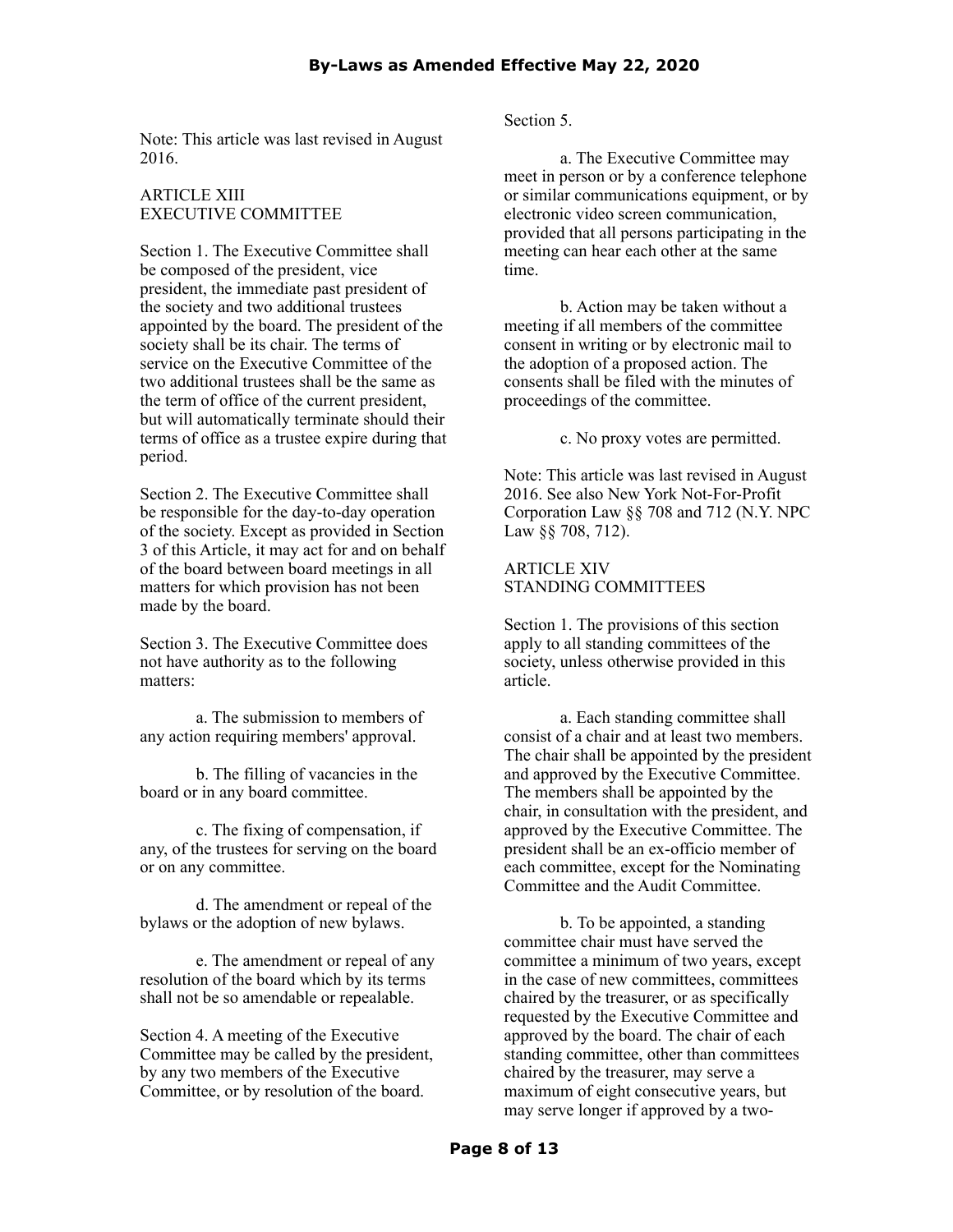Note: This article was last revised in August 2016.

## ARTICLE XIII
## EXECUTIVE COMMITTEE

Section 1. The Executive Committee shall be composed of the president, vice president, the immediate past president of the society and two additional trustees appointed by the board. The president of the society shall be its chair. The terms of service on the Executive Committee of the two additional trustees shall be the same as the term of office of the current president, but will automatically terminate should their terms of office as a trustee expire during that period.

Section 2. The Executive Committee shall be responsible for the day-to-day operation of the society. Except as provided in Section 3 of this Article, it may act for and on behalf of the board between board meetings in all matters for which provision has not been made by the board.

Section 3. The Executive Committee does not have authority as to the following matters:

a. The submission to members of any action requiring members' approval.

b. The filling of vacancies in the board or in any board committee.

c. The fixing of compensation, if any, of the trustees for serving on the board or on any committee.

d. The amendment or repeal of the bylaws or the adoption of new bylaws.

e. The amendment or repeal of any resolution of the board which by its terms shall not be so amendable or repealable.

Section 4. A meeting of the Executive Committee may be called by the president, by any two members of the Executive Committee, or by resolution of the board.

Section 5.

a. The Executive Committee may meet in person or by a conference telephone or similar communications equipment, or by electronic video screen communication, provided that all persons participating in the meeting can hear each other at the same time.

b. Action may be taken without a meeting if all members of the committee consent in writing or by electronic mail to the adoption of a proposed action. The consents shall be filed with the minutes of proceedings of the committee.

c. No proxy votes are permitted.

Note: This article was last revised in August 2016. See also New York Not-For-Profit Corporation Law §§ 708 and 712 (N.Y. NPC Law §§ 708, 712).

## ARTICLE XIV
## STANDING COMMITTEES

Section 1. The provisions of this section apply to all standing committees of the society, unless otherwise provided in this article.

a. Each standing committee shall consist of a chair and at least two members. The chair shall be appointed by the president and approved by the Executive Committee. The members shall be appointed by the chair, in consultation with the president, and approved by the Executive Committee. The president shall be an ex-officio member of each committee, except for the Nominating Committee and the Audit Committee.

b. To be appointed, a standing committee chair must have served the committee a minimum of two years, except in the case of new committees, committees chaired by the treasurer, or as specifically requested by the Executive Committee and approved by the board. The chair of each standing committee, other than committees chaired by the treasurer, may serve a maximum of eight consecutive years, but may serve longer if approved by a two-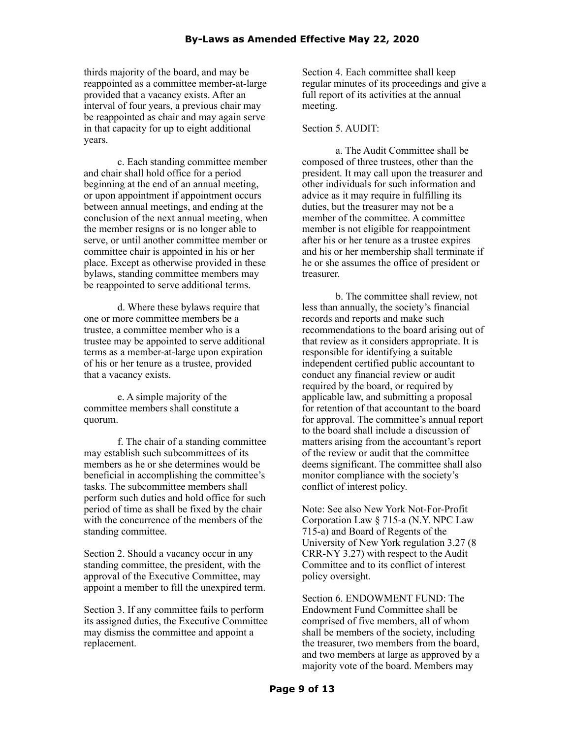thirds majority of the board, and may be reappointed as a committee member-at-large provided that a vacancy exists. After an interval of four years, a previous chair may be reappointed as chair and may again serve in that capacity for up to eight additional years.

c. Each standing committee member and chair shall hold office for a period beginning at the end of an annual meeting, or upon appointment if appointment occurs between annual meetings, and ending at the conclusion of the next annual meeting, when the member resigns or is no longer able to serve, or until another committee member or committee chair is appointed in his or her place. Except as otherwise provided in these bylaws, standing committee members may be reappointed to serve additional terms.

d. Where these bylaws require that one or more committee members be a trustee, a committee member who is a trustee may be appointed to serve additional terms as a member-at-large upon expiration of his or her tenure as a trustee, provided that a vacancy exists.

e. A simple majority of the committee members shall constitute a quorum.

f. The chair of a standing committee may establish such subcommittees of its members as he or she determines would be beneficial in accomplishing the committee's tasks. The subcommittee members shall perform such duties and hold office for such period of time as shall be fixed by the chair with the concurrence of the members of the standing committee.

Section 2. Should a vacancy occur in any standing committee, the president, with the approval of the Executive Committee, may appoint a member to fill the unexpired term.

Section 3. If any committee fails to perform its assigned duties, the Executive Committee may dismiss the committee and appoint a replacement.

Section 4. Each committee shall keep regular minutes of its proceedings and give a full report of its activities at the annual meeting.

Section 5. AUDIT:

a. The Audit Committee shall be composed of three trustees, other than the president. It may call upon the treasurer and other individuals for such information and advice as it may require in fulfilling its duties, but the treasurer may not be a member of the committee. A committee member is not eligible for reappointment after his or her tenure as a trustee expires and his or her membership shall terminate if he or she assumes the office of president or treasurer.

b. The committee shall review, not less than annually, the society's financial records and reports and make such recommendations to the board arising out of that review as it considers appropriate. It is responsible for identifying a suitable independent certified public accountant to conduct any financial review or audit required by the board, or required by applicable law, and submitting a proposal for retention of that accountant to the board for approval. The committee's annual report to the board shall include a discussion of matters arising from the accountant's report of the review or audit that the committee deems significant. The committee shall also monitor compliance with the society's conflict of interest policy.

Note: See also New York Not-For-Profit Corporation Law § 715-a (N.Y. NPC Law 715-a) and Board of Regents of the University of New York regulation 3.27 (8 CRR-NY 3.27) with respect to the Audit Committee and to its conflict of interest policy oversight.

Section 6. ENDOWMENT FUND: The Endowment Fund Committee shall be comprised of five members, all of whom shall be members of the society, including the treasurer, two members from the board, and two members at large as approved by a majority vote of the board. Members may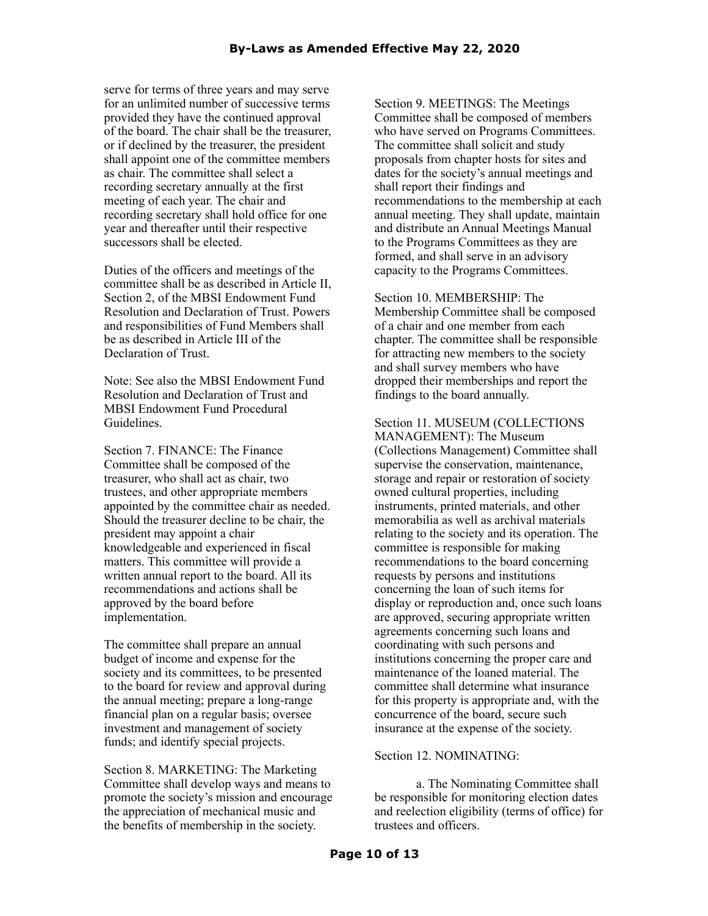serve for terms of three years and may serve for an unlimited number of successive terms provided they have the continued approval of the board. The chair shall be the treasurer, or if declined by the treasurer, the president shall appoint one of the committee members as chair. The committee shall select a recording secretary annually at the first meeting of each year. The chair and recording secretary shall hold office for one year and thereafter until their respective successors shall be elected.

Duties of the officers and meetings of the committee shall be as described in Article II, Section 2, of the MBSI Endowment Fund Resolution and Declaration of Trust. Powers and responsibilities of Fund Members shall be as described in Article III of the Declaration of Trust.

Note: See also the MBSI Endowment Fund Resolution and Declaration of Trust and MBSI Endowment Fund Procedural Guidelines.

Section 7. FINANCE: The Finance Committee shall be composed of the treasurer, who shall act as chair, two trustees, and other appropriate members appointed by the committee chair as needed. Should the treasurer decline to be chair, the president may appoint a chair knowledgeable and experienced in fiscal matters. This committee will provide a written annual report to the board. All its recommendations and actions shall be approved by the board before implementation.

The committee shall prepare an annual budget of income and expense for the society and its committees, to be presented to the board for review and approval during the annual meeting; prepare a long-range financial plan on a regular basis; oversee investment and management of society funds; and identify special projects.

Section 8. MARKETING: The Marketing Committee shall develop ways and means to promote the society's mission and encourage the appreciation of mechanical music and the benefits of membership in the society.

Section 9. MEETINGS: The Meetings Committee shall be composed of members who have served on Programs Committees. The committee shall solicit and study proposals from chapter hosts for sites and dates for the society's annual meetings and shall report their findings and recommendations to the membership at each annual meeting. They shall update, maintain and distribute an Annual Meetings Manual to the Programs Committees as they are formed, and shall serve in an advisory capacity to the Programs Committees.

Section 10. MEMBERSHIP: The Membership Committee shall be composed of a chair and one member from each chapter. The committee shall be responsible for attracting new members to the society and shall survey members who have dropped their memberships and report the findings to the board annually.

Section 11. MUSEUM (COLLECTIONS MANAGEMENT): The Museum (Collections Management) Committee shall supervise the conservation, maintenance, storage and repair or restoration of society owned cultural properties, including instruments, printed materials, and other memorabilia as well as archival materials relating to the society and its operation. The committee is responsible for making recommendations to the board concerning requests by persons and institutions concerning the loan of such items for display or reproduction and, once such loans are approved, securing appropriate written agreements concerning such loans and coordinating with such persons and institutions concerning the proper care and maintenance of the loaned material. The committee shall determine what insurance for this property is appropriate and, with the concurrence of the board, secure such insurance at the expense of the society.

Section 12. NOMINATING:

a. The Nominating Committee shall be responsible for monitoring election dates and reelection eligibility (terms of office) for trustees and officers.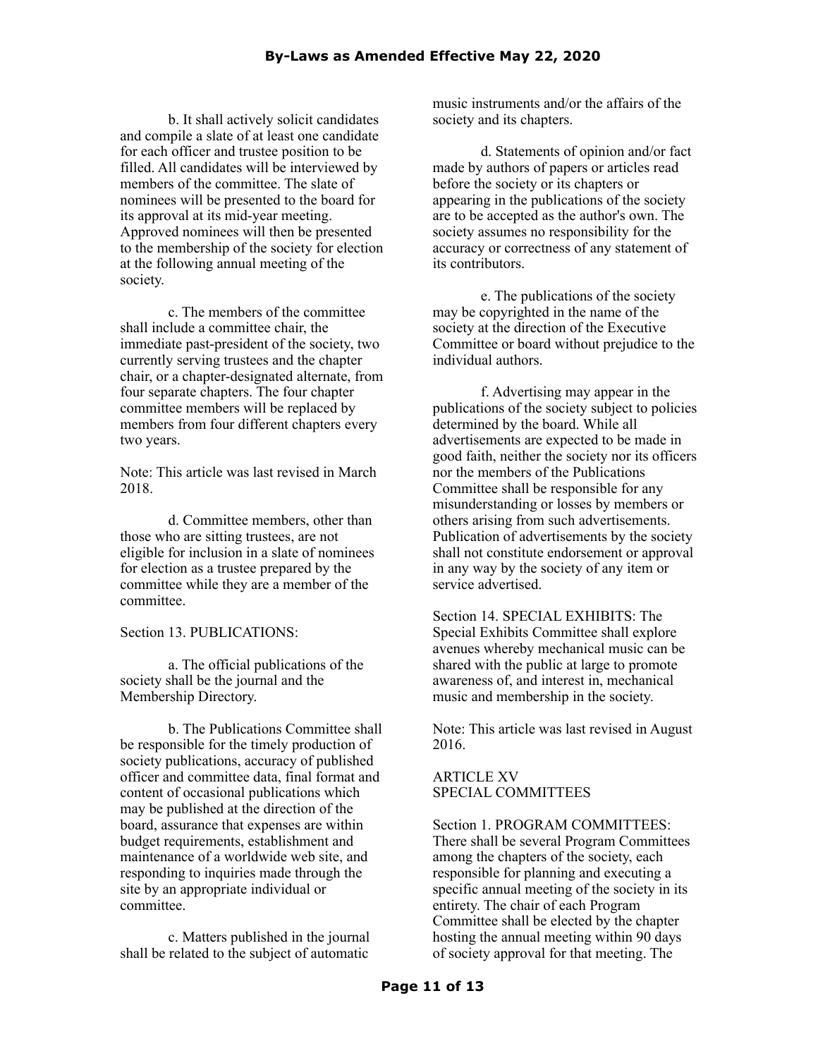b. It shall actively solicit candidates and compile a slate of at least one candidate for each officer and trustee position to be filled. All candidates will be interviewed by members of the committee. The slate of nominees will be presented to the board for its approval at its mid-year meeting. Approved nominees will then be presented to the membership of the society for election at the following annual meeting of the society.

c. The members of the committee shall include a committee chair, the immediate past-president of the society, two currently serving trustees and the chapter chair, or a chapter-designated alternate, from four separate chapters. The four chapter committee members will be replaced by members from four different chapters every two years.

Note: This article was last revised in March 2018.

d. Committee members, other than those who are sitting trustees, are not eligible for inclusion in a slate of nominees for election as a trustee prepared by the committee while they are a member of the committee.

Section 13. PUBLICATIONS:

a. The official publications of the society shall be the journal and the Membership Directory.

b. The Publications Committee shall be responsible for the timely production of society publications, accuracy of published officer and committee data, final format and content of occasional publications which may be published at the direction of the board, assurance that expenses are within budget requirements, establishment and maintenance of a worldwide web site, and responding to inquiries made through the site by an appropriate individual or committee.

c. Matters published in the journal shall be related to the subject of automatic music instruments and/or the affairs of the society and its chapters.

d. Statements of opinion and/or fact made by authors of papers or articles read before the society or its chapters or appearing in the publications of the society are to be accepted as the author's own. The society assumes no responsibility for the accuracy or correctness of any statement of its contributors.

e. The publications of the society may be copyrighted in the name of the society at the direction of the Executive Committee or board without prejudice to the individual authors.

f. Advertising may appear in the publications of the society subject to policies determined by the board. While all advertisements are expected to be made in good faith, neither the society nor its officers nor the members of the Publications Committee shall be responsible for any misunderstanding or losses by members or others arising from such advertisements. Publication of advertisements by the society shall not constitute endorsement or approval in any way by the society of any item or service advertised.

Section 14. SPECIAL EXHIBITS: The Special Exhibits Committee shall explore avenues whereby mechanical music can be shared with the public at large to promote awareness of, and interest in, mechanical music and membership in the society.

Note: This article was last revised in August 2016.

## ARTICLE XV
## SPECIAL COMMITTEES

Section 1. PROGRAM COMMITTEES: There shall be several Program Committees among the chapters of the society, each responsible for planning and executing a specific annual meeting of the society in its entirety. The chair of each Program Committee shall be elected by the chapter hosting the annual meeting within 90 days of society approval for that meeting. The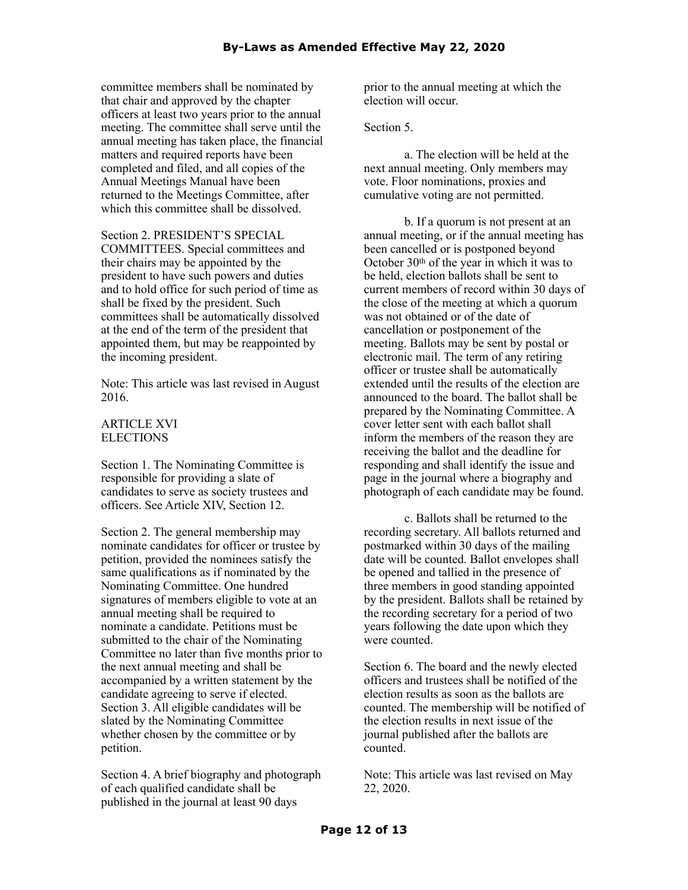committee members shall be nominated by that chair and approved by the chapter officers at least two years prior to the annual meeting. The committee shall serve until the annual meeting has taken place, the financial matters and required reports have been completed and filed, and all copies of the Annual Meetings Manual have been returned to the Meetings Committee, after which this committee shall be dissolved.

Section 2. PRESIDENT'S SPECIAL COMMITTEES. Special committees and their chairs may be appointed by the president to have such powers and duties and to hold office for such period of time as shall be fixed by the president. Such committees shall be automatically dissolved at the end of the term of the president that appointed them, but may be reappointed by the incoming president.

Note: This article was last revised in August 2016.

## ARTICLE XVI
## ELECTIONS

Section 1. The Nominating Committee is responsible for providing a slate of candidates to serve as society trustees and officers. See Article XIV, Section 12.

Section 2. The general membership may nominate candidates for officer or trustee by petition, provided the nominees satisfy the same qualifications as if nominated by the Nominating Committee. One hundred signatures of members eligible to vote at an annual meeting shall be required to nominate a candidate. Petitions must be submitted to the chair of the Nominating Committee no later than five months prior to the next annual meeting and shall be accompanied by a written statement by the candidate agreeing to serve if elected.
Section 3. All eligible candidates will be slated by the Nominating Committee whether chosen by the committee or by petition.

Section 4. A brief biography and photograph of each qualified candidate shall be published in the journal at least 90 days prior to the annual meeting at which the election will occur.

Section 5.

a. The election will be held at the next annual meeting. Only members may vote. Floor nominations, proxies and cumulative voting are not permitted.

b. If a quorum is not present at an annual meeting, or if the annual meeting has been cancelled or is postponed beyond October 30th of the year in which it was to be held, election ballots shall be sent to current members of record within 30 days of the close of the meeting at which a quorum was not obtained or of the date of cancellation or postponement of the meeting. Ballots may be sent by postal or electronic mail. The term of any retiring officer or trustee shall be automatically extended until the results of the election are announced to the board. The ballot shall be prepared by the Nominating Committee. A cover letter sent with each ballot shall inform the members of the reason they are receiving the ballot and the deadline for responding and shall identify the issue and page in the journal where a biography and photograph of each candidate may be found.

c. Ballots shall be returned to the recording secretary. All ballots returned and postmarked within 30 days of the mailing date will be counted. Ballot envelopes shall be opened and tallied in the presence of three members in good standing appointed by the president. Ballots shall be retained by the recording secretary for a period of two years following the date upon which they were counted.

Section 6. The board and the newly elected officers and trustees shall be notified of the election results as soon as the ballots are counted. The membership will be notified of the election results in next issue of the journal published after the ballots are counted.

Note: This article was last revised on May 22, 2020.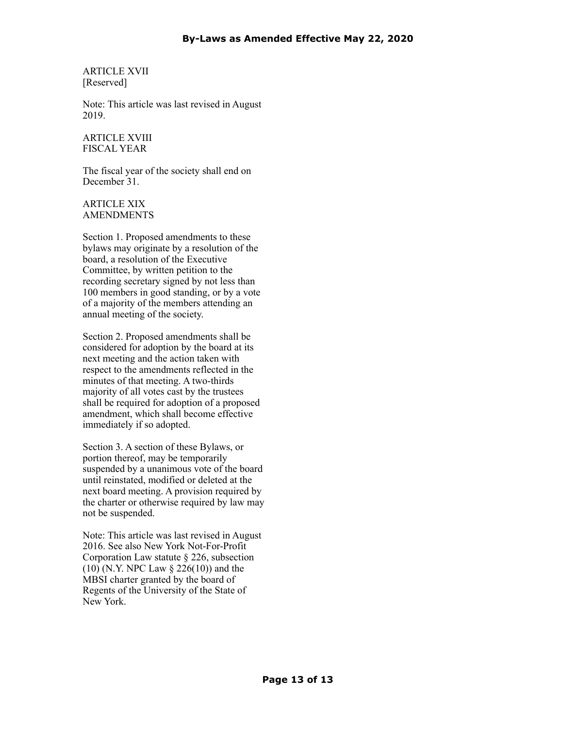## ARTICLE XVII
[Reserved]

Note: This article was last revised in August 2019.

## ARTICLE XVIII
FISCAL YEAR

The fiscal year of the society shall end on December 31.

## ARTICLE XIX
AMENDMENTS

Section 1. Proposed amendments to these bylaws may originate by a resolution of the board, a resolution of the Executive Committee, by written petition to the recording secretary signed by not less than 100 members in good standing, or by a vote of a majority of the members attending an annual meeting of the society.

Section 2. Proposed amendments shall be considered for adoption by the board at its next meeting and the action taken with respect to the amendments reflected in the minutes of that meeting. A two-thirds majority of all votes cast by the trustees shall be required for adoption of a proposed amendment, which shall become effective immediately if so adopted.

Section 3. A section of these Bylaws, or portion thereof, may be temporarily suspended by a unanimous vote of the board until reinstated, modified or deleted at the next board meeting. A provision required by the charter or otherwise required by law may not be suspended.

Note: This article was last revised in August 2016. See also New York Not-For-Profit Corporation Law statute § 226, subsection (10) (N.Y. NPC Law § 226(10)) and the MBSI charter granted by the board of Regents of the University of the State of New York.